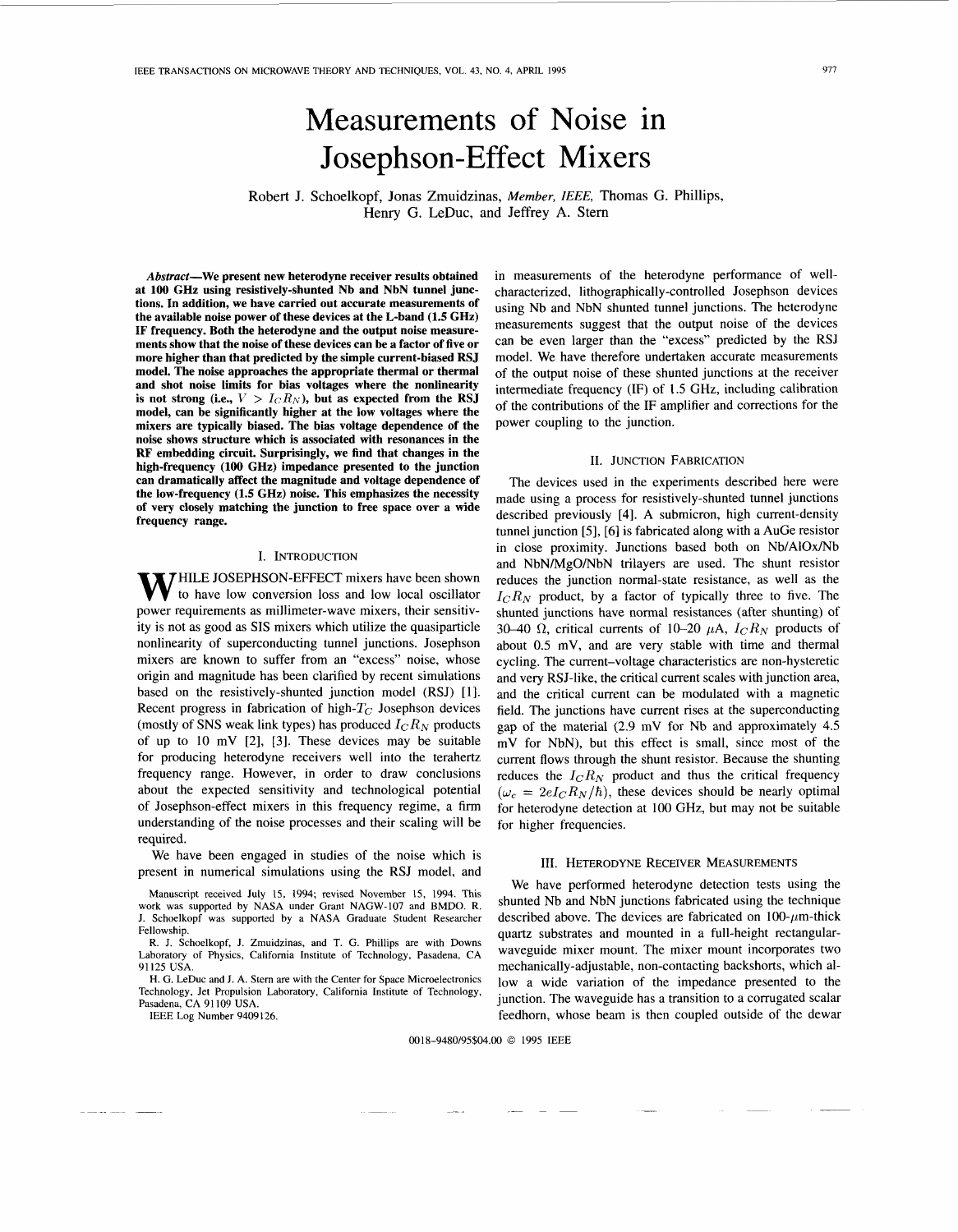# Measurements of Noise in Josephson-Effect Mixers

Robert J. Schoelkopf, Jonas Zmuidzinas, *Member, IEEE*, Thomas G. Phillips, Henry G. LeDuc, and Jeffrey A. Stern

***Abstract*—We present new heterodyne receiver results obtained at 100 GHz using resistively-shunted Nb and NbN tunnel junctions. In addition, we have carried out accurate measurements of the available noise power of these devices at the L-band (1.5 GHz) IF frequency. Both the heterodyne and the output noise measurements show that the noise of these devices can be a factor of five or more higher than that predicted by the simple current-biased RSJ model. The noise approaches the appropriate thermal or thermal and shot noise limits for bias voltages where the nonlinearity is not strong (i.e., $V > I_C R_N$), but as expected from the RSJ model, can be significantly higher at the low voltages where the mixers are typically biased. The bias voltage dependence of the noise shows structure which is associated with resonances in the RF embedding circuit. Surprisingly, we find that changes in the high-frequency (100 GHz) impedance presented to the junction can dramatically affect the magnitude and voltage dependence of the low-frequency (1.5 GHz) noise. This emphasizes the necessity of very closely matching the junction to free space over a wide frequency range.**

## I. Introduction

While JOSEPHSON-EFFECT mixers have been shown to have low conversion loss and low local oscillator power requirements as millimeter-wave mixers, their sensitivity is not as good as SIS mixers which utilize the quasiparticle nonlinearity of superconducting tunnel junctions. Josephson mixers are known to suffer from an "excess" noise, whose origin and magnitude has been clarified by recent simulations based on the resistively-shunted junction model (RSJ) [1]. Recent progress in fabrication of high-$T_C$ Josephson devices (mostly of SNS weak link types) has produced $I_C R_N$ products of up to 10 mV [2], [3]. These devices may be suitable for producing heterodyne receivers well into the terahertz frequency range. However, in order to draw conclusions about the expected sensitivity and technological potential of Josephson-effect mixers in this frequency regime, a firm understanding of the noise processes and their scaling will be required.

We have been engaged in studies of the noise which is present in numerical simulations using the RSJ model, and in measurements of the heterodyne performance of well-characterized, lithographically-controlled Josephson devices using Nb and NbN shunted tunnel junctions. The heterodyne measurements suggest that the output noise of the devices can be even larger than the "excess" predicted by the RSJ model. We have therefore undertaken accurate measurements of the output noise of these shunted junctions at the receiver intermediate frequency (IF) of 1.5 GHz, including calibration of the contributions of the IF amplifier and corrections for the power coupling to the junction.

Manuscript received July 15, 1994; revised November 15, 1994. This work was supported by NASA under Grant NAGW-107 and BMDO. R. J. Schoelkopf was supported by a NASA Graduate Student Researcher Fellowship.

R. J. Schoelkopf, J. Zmuidzinas, and T. G. Phillips are with Downs Laboratory of Physics, California Institute of Technology, Pasadena, CA 91125 USA.

H. G. LeDuc and J. A. Stern are with the Center for Space Microelectronics Technology, Jet Propulsion Laboratory, California Institute of Technology, Pasadena, CA 91109 USA.

IEEE Log Number 9409126.

## II. Junction Fabrication

The devices used in the experiments described here were made using a process for resistively-shunted tunnel junctions described previously [4]. A submicron, high current-density tunnel junction [5], [6] is fabricated along with a AuGe resistor in close proximity. Junctions based both on Nb/AlOx/Nb and NbN/MgO/NbN trilayers are used. The shunt resistor reduces the junction normal-state resistance, as well as the $I_C R_N$ product, by a factor of typically three to five. The shunted junctions have normal resistances (after shunting) of 30–40 Ω, critical currents of 10–20 μA, $I_C R_N$ products of about 0.5 mV, and are very stable with time and thermal cycling. The current–voltage characteristics are non-hysteretic and very RSJ-like, the critical current scales with junction area, and the critical current can be modulated with a magnetic field. The junctions have current rises at the superconducting gap of the material (2.9 mV for Nb and approximately 4.5 mV for NbN), but this effect is small, since most of the current flows through the shunt resistor. Because the shunting reduces the $I_C R_N$ product and thus the critical frequency ($\omega_c = 2eI_C R_N/\hbar$), these devices should be nearly optimal for heterodyne detection at 100 GHz, but may not be suitable for higher frequencies.

## III. Heterodyne Receiver Measurements

We have performed heterodyne detection tests using the shunted Nb and NbN junctions fabricated using the technique described above. The devices are fabricated on 100-μm-thick quartz substrates and mounted in a full-height rectangular-waveguide mixer mount. The mixer mount incorporates two mechanically-adjustable, non-contacting backshorts, which allow a wide variation of the impedance presented to the junction. The waveguide has a transition to a corrugated scalar feedhorn, whose beam is then coupled outside of the dewar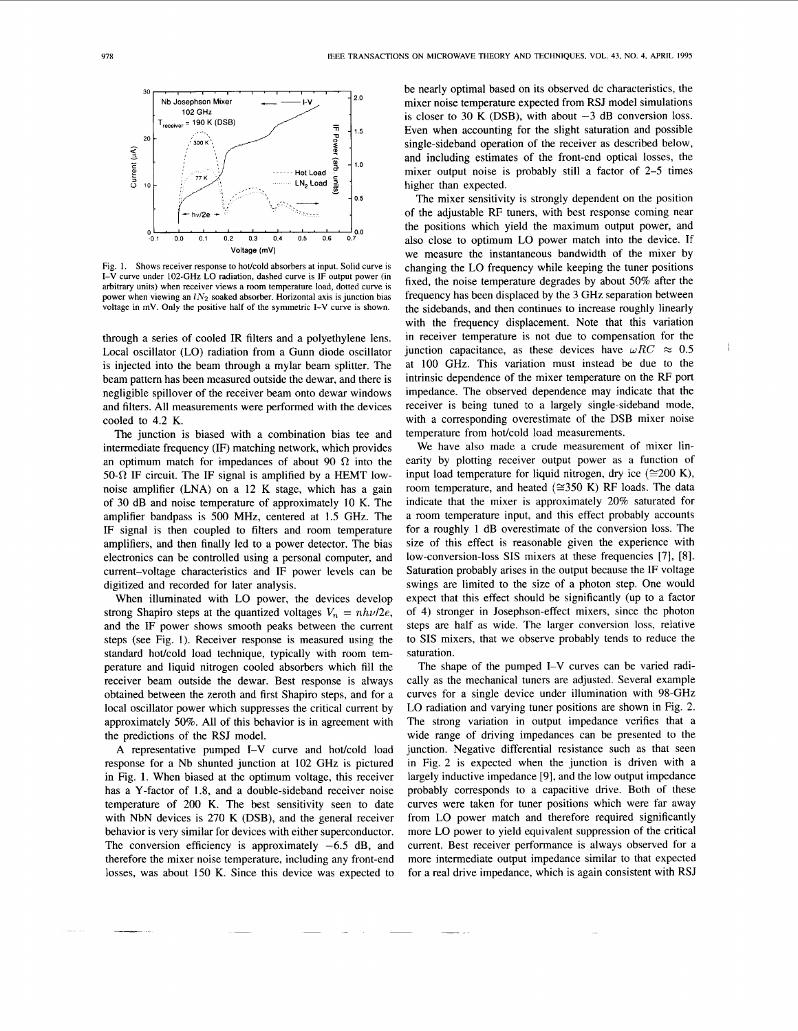Fig. 1. Shows receiver response to hot/cold absorbers at input. Solid curve is I-V curve under 102-GHz LO radiation, dashed curve is IF output power (in arbitrary units) when receiver views a room temperature load, dotted curve is power when viewing an $LN_2$ soaked absorber. Horizontal axis is junction bias voltage in mV. Only the positive half of the symmetric I-V curve is shown.

through a series of cooled IR filters and a polyethylene lens. Local oscillator (LO) radiation from a Gunn diode oscillator is injected into the beam through a mylar beam splitter. The beam pattern has been measured outside the dewar, and there is negligible spillover of the receiver beam onto dewar windows and filters. All measurements were performed with the devices cooled to 4.2 K.

The junction is biased with a combination bias tee and intermediate frequency (IF) matching network, which provides an optimum match for impedances of about 90 Ω into the 50-Ω IF circuit. The IF signal is amplified by a HEMT low-noise amplifier (LNA) on a 12 K stage, which has a gain of 30 dB and noise temperature of approximately 10 K. The amplifier bandpass is 500 MHz, centered at 1.5 GHz. The IF signal is then coupled to filters and room temperature amplifiers, and then finally led to a power detector. The bias electronics can be controlled using a personal computer, and current–voltage characteristics and IF power levels can be digitized and recorded for later analysis.

When illuminated with LO power, the devices develop strong Shapiro steps at the quantized voltages $V_n = nh\nu/2e$, and the IF power shows smooth peaks between the current steps (see Fig. 1). Receiver response is measured using the standard hot/cold load technique, typically with room temperature and liquid nitrogen cooled absorbers which fill the receiver beam outside the dewar. Best response is always obtained between the zeroth and first Shapiro steps, and for a local oscillator power which suppresses the critical current by approximately 50%. All of this behavior is in agreement with the predictions of the RSJ model.

A representative pumped I–V curve and hot/cold load response for a Nb shunted junction at 102 GHz is pictured in Fig. 1. When biased at the optimum voltage, this receiver has a Y-factor of 1.8, and a double-sideband receiver noise temperature of 200 K. The best sensitivity seen to date with NbN devices is 270 K (DSB), and the general receiver behavior is very similar for devices with either superconductor. The conversion efficiency is approximately −6.5 dB, and therefore the mixer noise temperature, including any front-end losses, was about 150 K. Since this device was expected to be nearly optimal based on its observed dc characteristics, the mixer noise temperature expected from RSJ model simulations is closer to 30 K (DSB), with about −3 dB conversion loss. Even when accounting for the slight saturation and possible single-sideband operation of the receiver as described below, and including estimates of the front-end optical losses, the mixer output noise is probably still a factor of 2–5 times higher than expected.

The mixer sensitivity is strongly dependent on the position of the adjustable RF tuners, with best response coming near the positions which yield the maximum output power, and also close to optimum LO power match into the device. If we measure the instantaneous bandwidth of the mixer by changing the LO frequency while keeping the tuner positions fixed, the noise temperature degrades by about 50% after the frequency has been displaced by the 3 GHz separation between the sidebands, and then continues to increase roughly linearly with the frequency displacement. Note that this variation in receiver temperature is not due to compensation for the junction capacitance, as these devices have $\omega RC \approx 0.5$ at 100 GHz. This variation must instead be due to the intrinsic dependence of the mixer temperature on the RF port impedance. The observed dependence may indicate that the receiver is being tuned to a largely single-sideband mode, with a corresponding overestimate of the DSB mixer noise temperature from hot/cold load measurements.

We have also made a crude measurement of mixer linearity by plotting receiver output power as a function of input load temperature for liquid nitrogen, dry ice (≅200 K), room temperature, and heated (≅350 K) RF loads. The data indicate that the mixer is approximately 20% saturated for a room temperature input, and this effect probably accounts for a roughly 1 dB overestimate of the conversion loss. The size of this effect is reasonable given the experience with low-conversion-loss SIS mixers at these frequencies [7], [8]. Saturation probably arises in the output because the IF voltage swings are limited to the size of a photon step. One would expect that this effect should be significantly (up to a factor of 4) stronger in Josephson-effect mixers, since the photon steps are half as wide. The larger conversion loss, relative to SIS mixers, that we observe probably tends to reduce the saturation.

The shape of the pumped I–V curves can be varied radically as the mechanical tuners are adjusted. Several example curves for a single device under illumination with 98-GHz LO radiation and varying tuner positions are shown in Fig. 2. The strong variation in output impedance verifies that a wide range of driving impedances can be presented to the junction. Negative differential resistance such as that seen in Fig. 2 is expected when the junction is driven with a largely inductive impedance [9], and the low output impedance probably corresponds to a capacitive drive. Both of these curves were taken for tuner positions which were far away from LO power match and therefore required significantly more LO power to yield equivalent suppression of the critical current. Best receiver performance is always observed for a more intermediate output impedance similar to that expected for a real drive impedance, which is again consistent with RSJ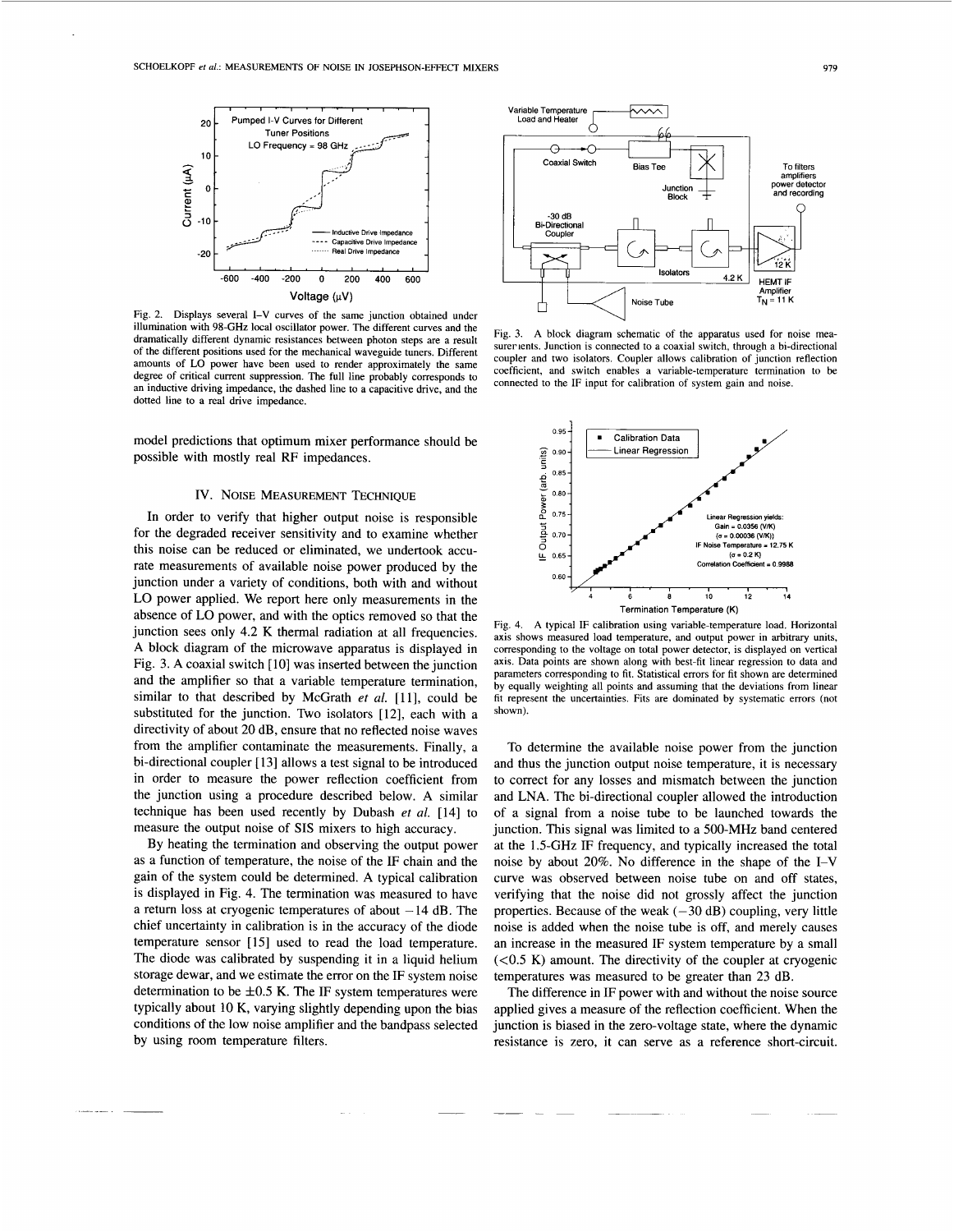Fig. 2. Displays several I–V curves of the same junction obtained under illumination with 98-GHz local oscillator power. The different curves and the dramatically different dynamic resistances between photon steps are a result of the different positions used for the mechanical waveguide tuners. Different amounts of LO power have been used to render approximately the same degree of critical current suppression. The full line probably corresponds to an inductive driving impedance, the dashed line to a capacitive drive, and the dotted line to a real drive impedance.

model predictions that optimum mixer performance should be possible with mostly real RF impedances.

## IV. Noise Measurement Technique

In order to verify that higher output noise is responsible for the degraded receiver sensitivity and to examine whether this noise can be reduced or eliminated, we undertook accurate measurements of available noise power produced by the junction under a variety of conditions, both with and without LO power applied. We report here only measurements in the absence of LO power, and with the optics removed so that the junction sees only 4.2 K thermal radiation at all frequencies. A block diagram of the microwave apparatus is displayed in Fig. 3. A coaxial switch [10] was inserted between the junction and the amplifier so that a variable temperature termination, similar to that described by McGrath *et al.* [11], could be substituted for the junction. Two isolators [12], each with a directivity of about 20 dB, ensure that no reflected noise waves from the amplifier contaminate the measurements. Finally, a bi-directional coupler [13] allows a test signal to be introduced in order to measure the power reflection coefficient from the junction using a procedure described below. A similar technique has been used recently by Dubash *et al.* [14] to measure the output noise of SIS mixers to high accuracy.

By heating the termination and observing the output power as a function of temperature, the noise of the IF chain and the gain of the system could be determined. A typical calibration is displayed in Fig. 4. The termination was measured to have a return loss at cryogenic temperatures of about −14 dB. The chief uncertainty in calibration is in the accuracy of the diode temperature sensor [15] used to read the load temperature. The diode was calibrated by suspending it in a liquid helium storage dewar, and we estimate the error on the IF system noise determination to be ±0.5 K. The IF system temperatures were typically about 10 K, varying slightly depending upon the bias conditions of the low noise amplifier and the bandpass selected by using room temperature filters.

Fig. 3. A block diagram schematic of the apparatus used for noise measurements. Junction is connected to a coaxial switch, through a bi-directional coupler and two isolators. Coupler allows calibration of junction reflection coefficient, and switch enables a variable-temperature termination to be connected to the IF input for calibration of system gain and noise.

Fig. 4. A typical IF calibration using variable-temperature load. Horizontal axis shows measured load temperature, and output power in arbitrary units, corresponding to the voltage on total power detector, is displayed on vertical axis. Data points are shown along with best-fit linear regression to data and parameters corresponding to fit. Statistical errors for fit shown are determined by equally weighting all points and assuming that the deviations from linear fit represent the uncertainties. Fits are dominated by systematic errors (not shown).

To determine the available noise power from the junction and thus the junction output noise temperature, it is necessary to correct for any losses and mismatch between the junction and LNA. The bi-directional coupler allowed the introduction of a signal from a noise tube to be launched towards the junction. This signal was limited to a 500-MHz band centered at the 1.5-GHz IF frequency, and typically increased the total noise by about 20%. No difference in the shape of the I–V curve was observed between noise tube on and off states, verifying that the noise did not grossly affect the junction properties. Because of the weak (−30 dB) coupling, very little noise is added when the noise tube is off, and merely causes an increase in the measured IF system temperature by a small (<0.5 K) amount. The directivity of the coupler at cryogenic temperatures was measured to be greater than 23 dB.

The difference in IF power with and without the noise source applied gives a measure of the reflection coefficient. When the junction is biased in the zero-voltage state, where the dynamic resistance is zero, it can serve as a reference short-circuit.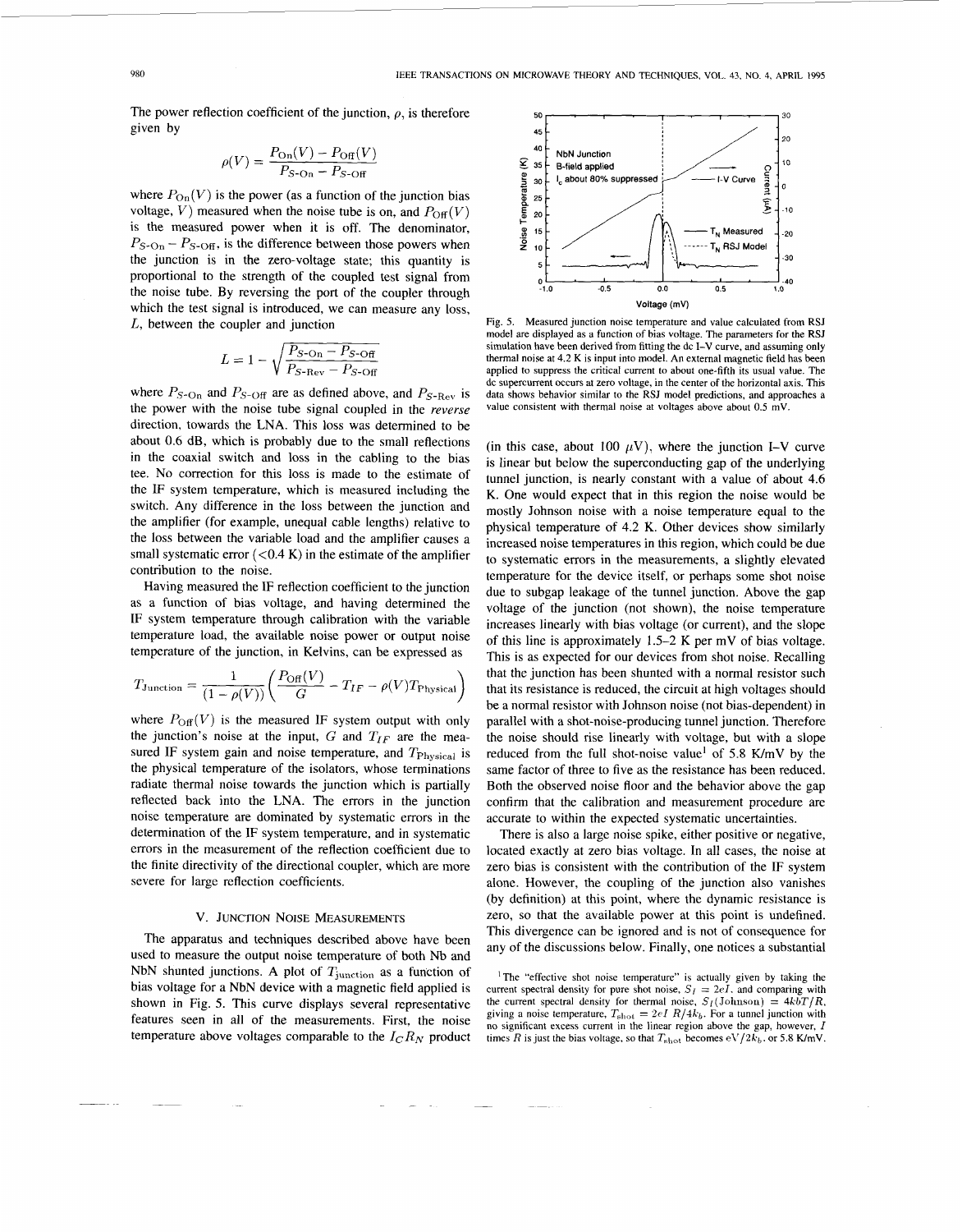The power reflection coefficient of the junction, $\rho$, is therefore given by

$$\rho(V) = \frac{P_{\text{On}}(V) - P_{\text{Off}}(V)}{P_{S\text{-On}} - P_{S\text{-Off}}}$$

where $P_{\text{On}}(V)$ is the power (as a function of the junction bias voltage, $V$) measured when the noise tube is on, and $P_{\text{Off}}(V)$ is the measured power when it is off. The denominator, $P_{S\text{-On}} - P_{S\text{-Off}}$, is the difference between those powers when the junction is in the zero-voltage state; this quantity is proportional to the strength of the coupled test signal from the noise tube. By reversing the port of the coupler through which the test signal is introduced, we can measure any loss, $L$, between the coupler and junction

$$L = 1 - \sqrt{\frac{P_{S\text{-On}} - P_{S\text{-Off}}}{P_{S\text{-Rev}} - P_{S\text{-Off}}}}$$

where $P_{S\text{-On}}$ and $P_{S\text{-Off}}$ are as defined above, and $P_{S\text{-Rev}}$ is the power with the noise tube signal coupled in the *reverse* direction, towards the LNA. This loss was determined to be about 0.6 dB, which is probably due to the small reflections in the coaxial switch and loss in the cabling to the bias tee. No correction for this loss is made to the estimate of the IF system temperature, which is measured including the switch. Any difference in the loss between the junction and the amplifier (for example, unequal cable lengths) relative to the loss between the variable load and the amplifier causes a small systematic error (<0.4 K) in the estimate of the amplifier contribution to the noise.

Having measured the IF reflection coefficient to the junction as a function of bias voltage, and having determined the IF system temperature through calibration with the variable temperature load, the available noise power or output noise temperature of the junction, in Kelvins, can be expressed as

$$T_{\text{Junction}} = \frac{1}{(1 - \rho(V))}\left(\frac{P_{\text{Off}}(V)}{G} - T_{IF} - \rho(V)T_{\text{Physical}}\right)$$

where $P_{\text{Off}}(V)$ is the measured IF system output with only the junction's noise at the input, $G$ and $T_{IF}$ are the measured IF system gain and noise temperature, and $T_{\text{Physical}}$ is the physical temperature of the isolators, whose terminations radiate thermal noise towards the junction which is partially reflected back into the LNA. The errors in the junction noise temperature are dominated by systematic errors in the determination of the IF system temperature, and in systematic errors in the measurement of the reflection coefficient due to the finite directivity of the directional coupler, which are more severe for large reflection coefficients.

## V. Junction Noise Measurements

The apparatus and techniques described above have been used to measure the output noise temperature of both Nb and NbN shunted junctions. A plot of $T_{\text{Junction}}$ as a function of bias voltage for a NbN device with a magnetic field applied is shown in Fig. 5. This curve displays several representative features seen in all of the measurements. First, the noise temperature above voltages comparable to the $I_C R_N$ product (in this case, about 100 $\mu$V), where the junction I–V curve is linear but below the superconducting gap of the underlying tunnel junction, is nearly constant with a value of about 4.6 K. One would expect that in this region the noise would be mostly Johnson noise with a noise temperature equal to the physical temperature of 4.2 K. Other devices show similarly increased noise temperatures in this region, which could be due to systematic errors in the measurements, a slightly elevated temperature for the device itself, or perhaps some shot noise due to subgap leakage of the tunnel junction. Above the gap voltage of the junction (not shown), the noise temperature increases linearly with bias voltage (or current), and the slope of this line is approximately 1.5–2 K per mV of bias voltage. This is as expected for our devices from shot noise. Recalling that the junction has been shunted with a normal resistor such that its resistance is reduced, the circuit at high voltages should be a normal resistor with Johnson noise (not bias-dependent) in parallel with a shot-noise-producing tunnel junction. Therefore the noise should rise linearly with voltage, but with a slope reduced from the full shot-noise value[1] of 5.8 K/mV by the same factor of three to five as the resistance has been reduced. Both the observed noise floor and the behavior above the gap confirm that the calibration and measurement procedure are accurate to within the expected systematic uncertainties.

There is also a large noise spike, either positive or negative, located exactly at zero bias voltage. In all cases, the noise at zero bias is consistent with the contribution of the IF system alone. However, the coupling of the junction also vanishes (by definition) at this point, where the dynamic resistance is zero, so that the available power at this point is undefined. This divergence can be ignored and is not of consequence for any of the discussions below. Finally, one notices a substantial

NbN Junction
B-field applied
$I_c$ about 80% suppressed
I-V Curve
$T_N$ Measured
$T_N$ RSJ Model
Noise Temperature (K)
Current (µA)
Voltage (mV)
50, 45, 40, 35, 30, 25, 20, 15, 10, 5, 0
30, 20, 10, 0, -10, -20, -30, -40
-1.0, -0.5, 0.0, 0.5, 1.0

Fig. 5. Measured junction noise temperature and value calculated from RSJ model are displayed as a function of bias voltage. The parameters for the RSJ simulation have been derived from fitting the dc I–V curve, and assuming only thermal noise at 4.2 K is input into model. An external magnetic field has been applied to suppress the critical current to about one-fifth its usual value. The dc supercurrent occurs at zero voltage, in the center of the horizontal axis. This data shows behavior similar to the RSJ model predictions, and approaches a value consistent with thermal noise at voltages above about 0.5 mV.

[1] The "effective shot noise temperature" is actually given by taking the current spectral density for pure shot noise, $S_I = 2eI$, and comparing with the current spectral density for thermal noise, $S_I(\text{Johnson}) = 4kbT/R$, giving a noise temperature, $T_{\text{shot}} = 2eI\ R/4k_b$. For a tunnel junction with no significant excess current in the linear region above the gap, however, $I$ times $R$ is just the bias voltage, so that $T_{\text{shot}}$ becomes $eV/2k_b$, or 5.8 K/mV.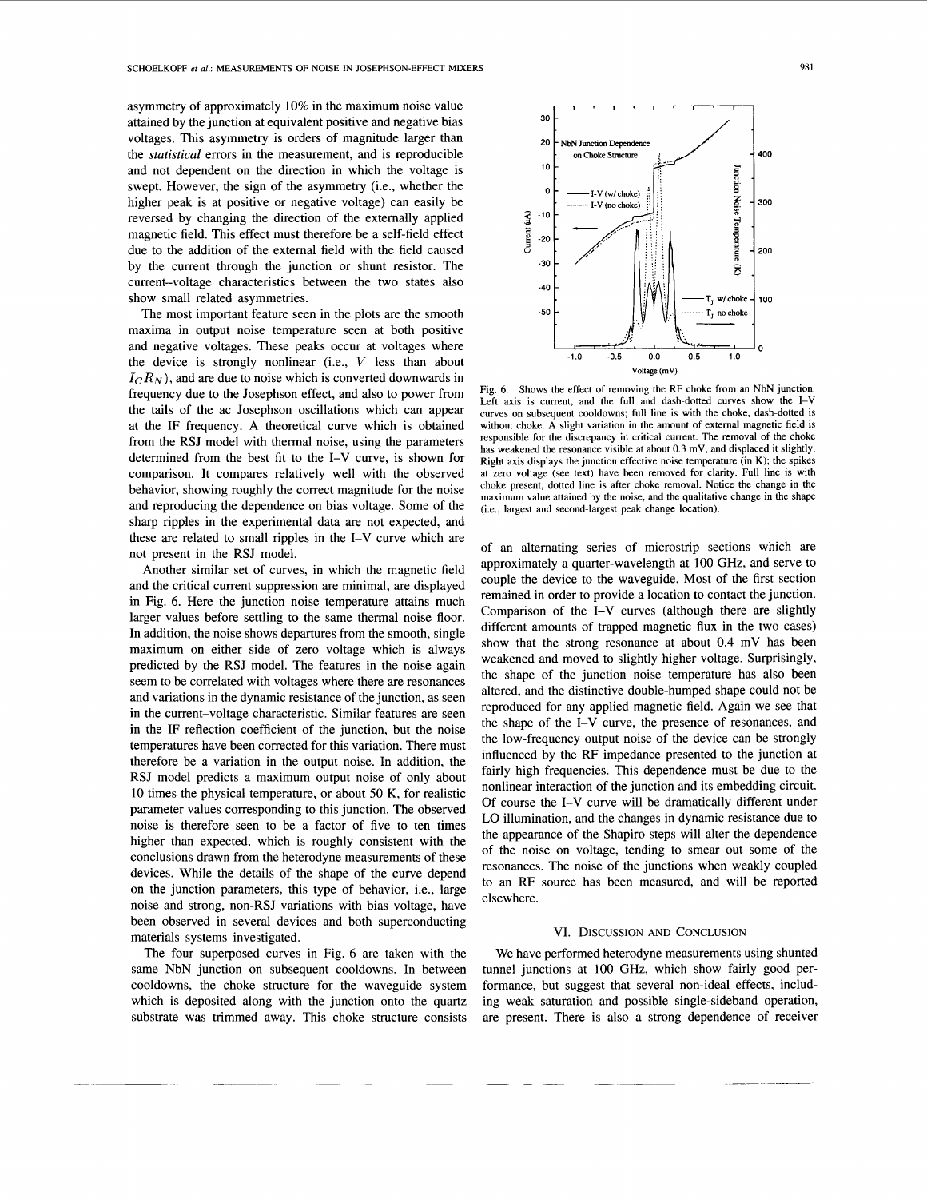asymmetry of approximately 10% in the maximum noise value attained by the junction at equivalent positive and negative bias voltages. This asymmetry is orders of magnitude larger than the *statistical* errors in the measurement, and is reproducible and not dependent on the direction in which the voltage is swept. However, the sign of the asymmetry (i.e., whether the higher peak is at positive or negative voltage) can easily be reversed by changing the direction of the externally applied magnetic field. This effect must therefore be a self-field effect due to the addition of the external field with the field caused by the current through the junction or shunt resistor. The current–voltage characteristics between the two states also show small related asymmetries.

The most important feature seen in the plots are the smooth maxima in output noise temperature seen at both positive and negative voltages. These peaks occur at voltages where the device is strongly nonlinear (i.e., $V$ less than about $I_C R_N$), and are due to noise which is converted downwards in frequency due to the Josephson effect, and also to power from the tails of the ac Josephson oscillations which can appear at the IF frequency. A theoretical curve which is obtained from the RSJ model with thermal noise, using the parameters determined from the best fit to the I–V curve, is shown for comparison. It compares relatively well with the observed behavior, showing roughly the correct magnitude for the noise and reproducing the dependence on bias voltage. Some of the sharp ripples in the experimental data are not expected, and these are related to small ripples in the I–V curve which are not present in the RSJ model.

Another similar set of curves, in which the magnetic field and the critical current suppression are minimal, are displayed in Fig. 6. Here the junction noise temperature attains much larger values before settling to the same thermal noise floor. In addition, the noise shows departures from the smooth, single maximum on either side of zero voltage which is always predicted by the RSJ model. The features in the noise again seem to be correlated with voltages where there are resonances and variations in the dynamic resistance of the junction, as seen in the current–voltage characteristic. Similar features are seen in the IF reflection coefficient of the junction, but the noise temperatures have been corrected for this variation. There must therefore be a variation in the output noise. In addition, the RSJ model predicts a maximum output noise of only about 10 times the physical temperature, or about 50 K, for realistic parameter values corresponding to this junction. The observed noise is therefore seen to be a factor of five to ten times higher than expected, which is roughly consistent with the conclusions drawn from the heterodyne measurements of these devices. While the details of the shape of the curve depend on the junction parameters, this type of behavior, i.e., large noise and strong, non-RSJ variations with bias voltage, have been observed in several devices and both superconducting materials systems investigated.

The four superposed curves in Fig. 6 are taken with the same NbN junction on subsequent cooldowns. In between cooldowns, the choke structure for the waveguide system which is deposited along with the junction onto the quartz substrate was trimmed away. This choke structure consists of an alternating series of microstrip sections which are approximately a quarter-wavelength at 100 GHz, and serve to couple the device to the waveguide. Most of the first section remained in order to provide a location to contact the junction. Comparison of the I–V curves (although there are slightly different amounts of trapped magnetic flux in the two cases) show that the strong resonance at about 0.4 mV has been weakened and moved to slightly higher voltage. Surprisingly, the shape of the junction noise temperature has also been altered, and the distinctive double-humped shape could not be reproduced for any applied magnetic field. Again we see that the shape of the I–V curve, the presence of resonances, and the low-frequency output noise of the device can be strongly influenced by the RF impedance presented to the junction at fairly high frequencies. This dependence must be due to the nonlinear interaction of the junction and its embedding circuit. Of course the I–V curve will be dramatically different under LO illumination, and the changes in dynamic resistance due to the appearance of the Shapiro steps will alter the dependence of the noise on voltage, tending to smear out some of the resonances. The noise of the junctions when weakly coupled to an RF source has been measured, and will be reported elsewhere.

NbN Junction Dependence on Choke Structure

I-V (w/ choke)
I-V (no choke)
$T_J$ w/ choke
$T_J$ no choke

Current (μA)
Junction Noise Temperature (K)
Voltage (mV)

30
20
10
0
-10
-20
-30
-40
-50

400
300
200
100
0

-1.0
-0.5
0.0
0.5
1.0

Fig. 6. Shows the effect of removing the RF choke from an NbN junction. Left axis is current, and the full and dash-dotted curves show the I–V curves on subsequent cooldowns; full line is with the choke, dash-dotted is without choke. A slight variation in the amount of external magnetic field is responsible for the discrepancy in critical current. The removal of the choke has weakened the resonance visible at about 0.3 mV, and displaced it slightly. Right axis displays the junction effective noise temperature (in K); the spikes at zero voltage (see text) have been removed for clarity. Full line is with choke present, dotted line is after choke removal. Notice the change in the maximum value attained by the noise, and the qualitative change in the shape (i.e., largest and second-largest peak change location).

## VI. Discussion and Conclusion

We have performed heterodyne measurements using shunted tunnel junctions at 100 GHz, which show fairly good performance, but suggest that several non-ideal effects, including weak saturation and possible single-sideband operation, are present. There is also a strong dependence of receiver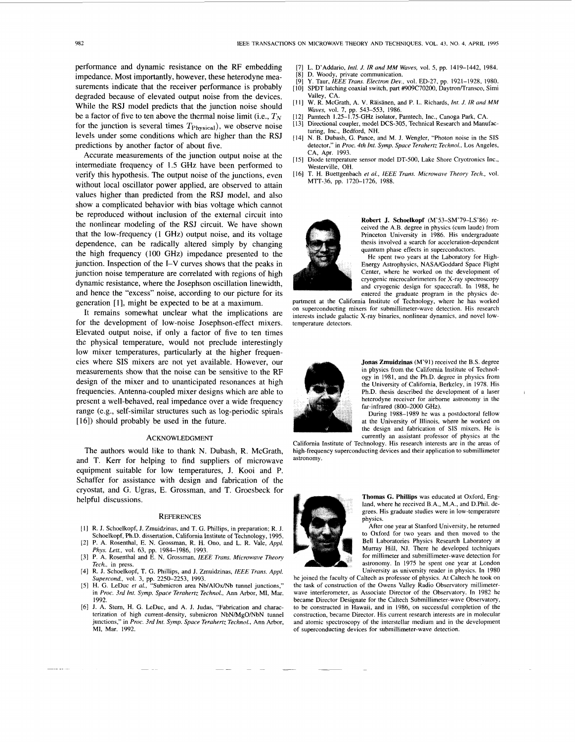performance and dynamic resistance on the RF embedding impedance. Most importantly, however, these heterodyne measurements indicate that the receiver performance is probably degraded because of elevated output noise from the devices. While the RSJ model predicts that the junction noise should be a factor of five to ten above the thermal noise limit (i.e., $T_N$ for the junction is several times $T_{\text{Physical}}$), we observe noise levels under some conditions which are higher than the RSJ predictions by another factor of about five.

Accurate measurements of the junction output noise at the intermediate frequency of 1.5 GHz have been performed to verify this hypothesis. The output noise of the junctions, even without local oscillator power applied, are observed to attain values higher than predicted from the RSJ model, and also show a complicated behavior with bias voltage which cannot be reproduced without inclusion of the external circuit into the nonlinear modeling of the RSJ circuit. We have shown that the low-frequency (1 GHz) output noise, and its voltage dependence, can be radically altered simply by changing the high frequency (100 GHz) impedance presented to the junction. Inspection of the I–V curves shows that the peaks in junction noise temperature are correlated with regions of high dynamic resistance, where the Josephson oscillation linewidth, and hence the "excess" noise, according to our picture for its generation [1], might be expected to be at a maximum.

It remains somewhat unclear what the implications are for the development of low-noise Josephson-effect mixers. Elevated output noise, if only a factor of five to ten times the physical temperature, would not preclude interestingly low mixer temperatures, particularly at the higher frequencies where SIS mixers are not yet available. However, our measurements show that the noise can be sensitive to the RF design of the mixer and to unanticipated resonances at high frequencies. Antenna-coupled mixer designs which are able to present a well-behaved, real impedance over a wide frequency range (e.g., self-similar structures such as log-periodic spirals [16]) should probably be used in the future.

## Acknowledgment

The authors would like to thank N. Dubash, R. McGrath, and T. Kerr for helping to find suppliers of microwave equipment suitable for low temperatures, J. Kooi and P. Schaffer for assistance with design and fabrication of the cryostat, and G. Ugras, E. Grossman, and T. Groesbeck for helpful discussions.

## References

[1] R. J. Schoelkopf, J. Zmuidzinas, and T. G. Phillips, in preparation; R. J. Schoelkopf, Ph.D. dissertation, California Institute of Technology, 1995.

[2] P. A. Rosenthal, E. N. Grossman, R. H. Ono, and L. R. Vale, *Appl. Phys. Lett.*, vol. 63, pp. 1984–1986, 1993.

[3] P. A. Rosenthal and E. N. Grossman, *IEEE Trans. Microwave Theory Tech.*, in press.

[4] R. J. Schoelkopf, T. G. Phillips, and J. Zmuidzinas, *IEEE Trans. Appl. Supercond.*, vol. 3, pp. 2250–2253, 1993.

[5] H. G. LeDuc *et al.*, "Submicron area Nb/AlOx/Nb tunnel junctions," in *Proc. 3rd Int. Symp. Space Terahertz Technol.*, Ann Arbor, MI, Mar. 1992.

[6] J. A. Stern, H. G. LeDuc, and A. J. Judas, "Fabrication and characterization of high current-density, submicron NbN/MgO/NbN tunnel junctions," in *Proc. 3rd Int. Symp. Space Terahertz Technol.*, Ann Arbor, MI, Mar. 1992.

[7] L. D'Addario, *Intl. J. IR and MM Waves*, vol. 5, pp. 1419–1442, 1984.

[8] D. Woody, private communication.

[9] Y. Taur, *IEEE Trans. Electron Dev.*, vol. ED-27, pp. 1921–1928, 1980.

[10] SPDT latching coaxial switch, part #909C70200, Daytron/Transco, Simi Valley, CA.

[11] W. R. McGrath, A. V. Räisänen, and P. L. Richards, *Int. J. IR and MM Waves*, vol. 7, pp. 543–553, 1986.

[12] Pamtech 1.25–1.75-GHz isolator, Pamtech, Inc., Canoga Park, CA.

[13] Directional coupler, model DCS-305, Technical Research and Manufacturing, Inc., Bedford, NH.

[14] N. B. Dubash, G. Pance, and M. J. Wengler, "Photon noise in the SIS detector," in *Proc. 4th Int. Symp. Space Terahertz Technol.*, Los Angeles, CA, Apr. 1993.

[15] Diode temperature sensor model DT-500, Lake Shore Cryotronics Inc., Westerville, OH.

[16] T. H. Buettgenbach *et al.*, *IEEE Trans. Microwave Theory Tech.*, vol. MTT-36, pp. 1720–1726, 1988.

**Robert J. Schoelkopf** (M'53–SM'79–LS'86) received the A.B. degree in physics (cum laude) from Princeton University in 1986. His undergraduate thesis involved a search for acceleration-dependent quantum phase effects in superconductors.

He spent two years at the Laboratory for High-Energy Astrophysics, NASA/Goddard Space Flight Center, where he worked on the development of cryogenic microcalorimeters for X-ray spectroscopy and cryogenic design for spacecraft. In 1988, he entered the graduate program in the physics department at the California Institute of Technology, where he has worked on superconducting mixers for submillimeter-wave detection. His research interests include galactic X-ray binaries, nonlinear dynamics, and novel low-temperature detectors.

**Jonas Zmuidzinas** (M'91) received the B.S. degree in physics from the California Institute of Technology in 1981, and the Ph.D. degree in physics from the University of California, Berkeley, in 1978. His Ph.D. thesis described the development of a laser heterodyne receiver for airborne astronomy in the far-infrared (800–2000 GHz).

During 1988–1989 he was a postdoctoral fellow at the University of Illinois, where he worked on the design and fabrication of SIS mixers. He is currently an assistant professor of physics at the California Institute of Technology. His research interests are in the areas of high-frequency superconducting devices and their application to submillimeter astronomy.

**Thomas G. Phillips** was educated at Oxford, England, where he received B.A., M.A., and D.Phil. degrees. His graduate studies were in low-temperature physics.

After one year at Stanford University, he returned to Oxford for two years and then moved to the Bell Laboratories Physics Research Laboratory at Murray Hill, NJ. There he developed techniques for millimeter and submillimeter-wave detection for astronomy. In 1975 he spent one year at London University as university reader in physics. In 1980 he joined the faculty of Caltech as professor of physics. At Caltech he took on the task of construction of the Owens Valley Radio Observatory millimeter-wave interferometer, as Associate Director of the Observatory. In 1982 he became Director Designate for the Caltech Submillimeter-wave Observatory, to be constructed in Hawaii, and in 1986, on successful completion of the construction, became Director. His current research interests are in molecular and atomic spectroscopy of the interstellar medium and in the development of superconducting devices for submillimeter-wave detection.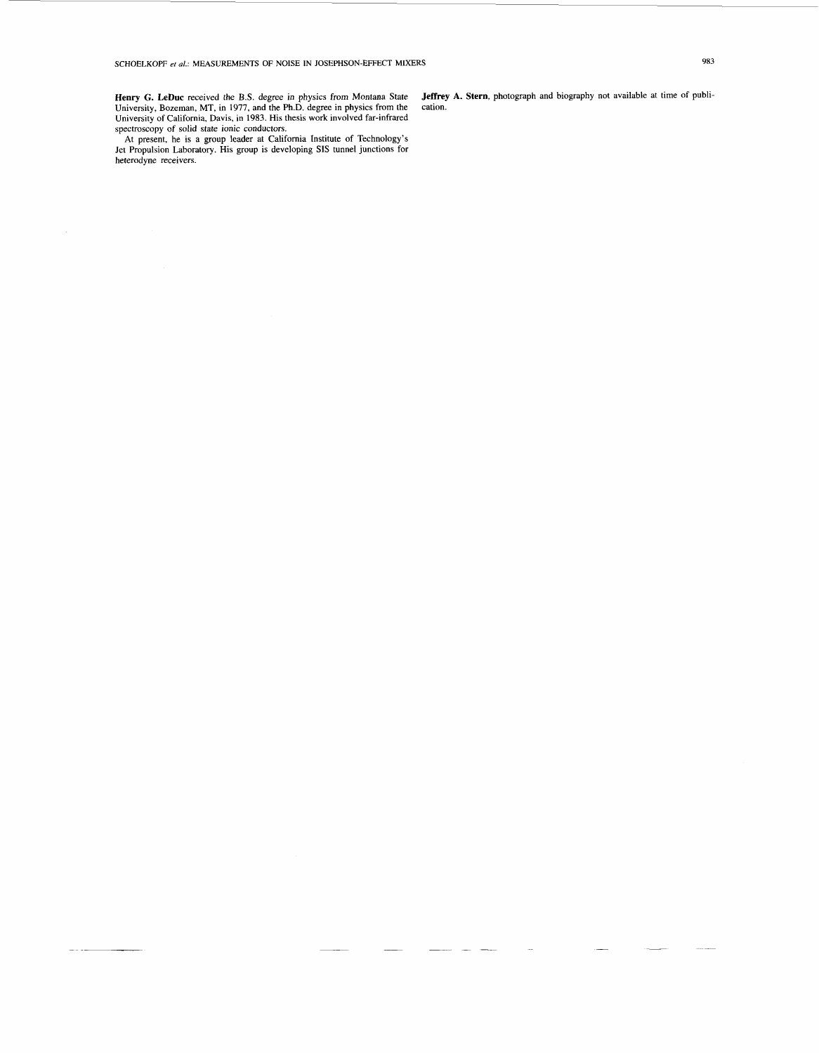**Henry G. LeDuc** received the B.S. degree in physics from Montana State University, Bozeman, MT, in 1977, and the Ph.D. degree in physics from the University of California, Davis, in 1983. His thesis work involved far-infrared spectroscopy of solid state ionic conductors.

At present, he is a group leader at California Institute of Technology's Jet Propulsion Laboratory. His group is developing SIS tunnel junctions for heterodyne receivers.

**Jeffrey A. Stern**, photograph and biography not available at time of publication.